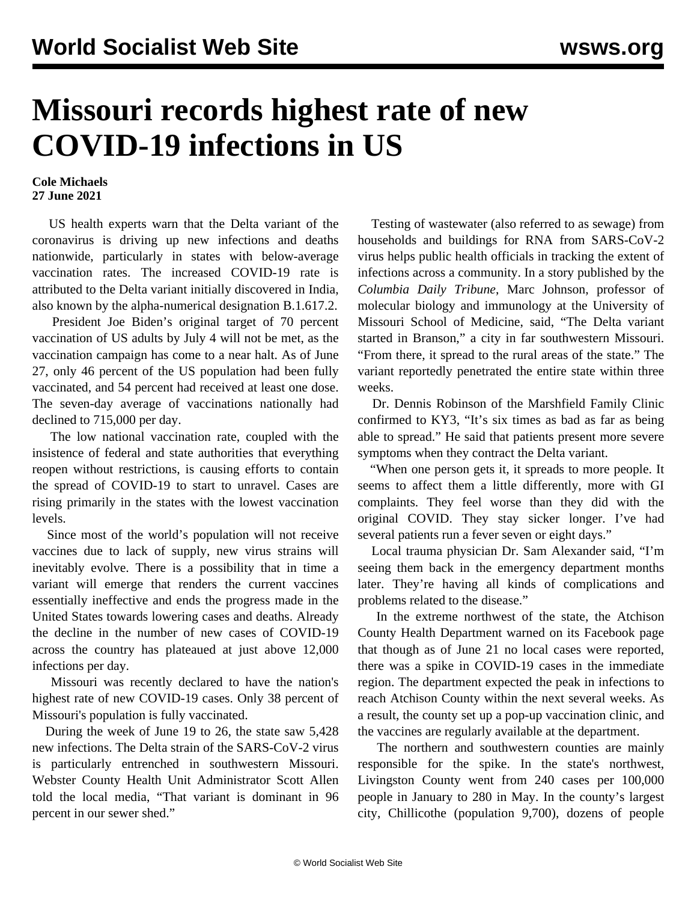# Missouri records highest rate of new COVID-19 infections in US

**Cole Michaels**
**27 June 2021**

US health experts warn that the Delta variant of the coronavirus is driving up new infections and deaths nationwide, particularly in states with below-average vaccination rates. The increased COVID-19 rate is attributed to the Delta variant initially discovered in India, also known by the alpha-numerical designation B.1.617.2.

President Joe Biden's original target of 70 percent vaccination of US adults by July 4 will not be met, as the vaccination campaign has come to a near halt. As of June 27, only 46 percent of the US population had been fully vaccinated, and 54 percent had received at least one dose. The seven-day average of vaccinations nationally had declined to 715,000 per day.

The low national vaccination rate, coupled with the insistence of federal and state authorities that everything reopen without restrictions, is causing efforts to contain the spread of COVID-19 to start to unravel. Cases are rising primarily in the states with the lowest vaccination levels.

Since most of the world's population will not receive vaccines due to lack of supply, new virus strains will inevitably evolve. There is a possibility that in time a variant will emerge that renders the current vaccines essentially ineffective and ends the progress made in the United States towards lowering cases and deaths. Already the decline in the number of new cases of COVID-19 across the country has plateaued at just above 12,000 infections per day.

Missouri was recently declared to have the nation's highest rate of new COVID-19 cases. Only 38 percent of Missouri's population is fully vaccinated.

During the week of June 19 to 26, the state saw 5,428 new infections. The Delta strain of the SARS-CoV-2 virus is particularly entrenched in southwestern Missouri. Webster County Health Unit Administrator Scott Allen told the local media, "That variant is dominant in 96 percent in our sewer shed."

Testing of wastewater (also referred to as sewage) from households and buildings for RNA from SARS-CoV-2 virus helps public health officials in tracking the extent of infections across a community. In a story published by the *Columbia Daily Tribune*, Marc Johnson, professor of molecular biology and immunology at the University of Missouri School of Medicine, said, "The Delta variant started in Branson," a city in far southwestern Missouri. "From there, it spread to the rural areas of the state." The variant reportedly penetrated the entire state within three weeks.

Dr. Dennis Robinson of the Marshfield Family Clinic confirmed to KY3, "It's six times as bad as far as being able to spread." He said that patients present more severe symptoms when they contract the Delta variant.

"When one person gets it, it spreads to more people. It seems to affect them a little differently, more with GI complaints. They feel worse than they did with the original COVID. They stay sicker longer. I've had several patients run a fever seven or eight days."

Local trauma physician Dr. Sam Alexander said, "I'm seeing them back in the emergency department months later. They're having all kinds of complications and problems related to the disease."

In the extreme northwest of the state, the Atchison County Health Department warned on its Facebook page that though as of June 21 no local cases were reported, there was a spike in COVID-19 cases in the immediate region. The department expected the peak in infections to reach Atchison County within the next several weeks. As a result, the county set up a pop-up vaccination clinic, and the vaccines are regularly available at the department.

The northern and southwestern counties are mainly responsible for the spike. In the state's northwest, Livingston County went from 240 cases per 100,000 people in January to 280 in May. In the county's largest city, Chillicothe (population 9,700), dozens of people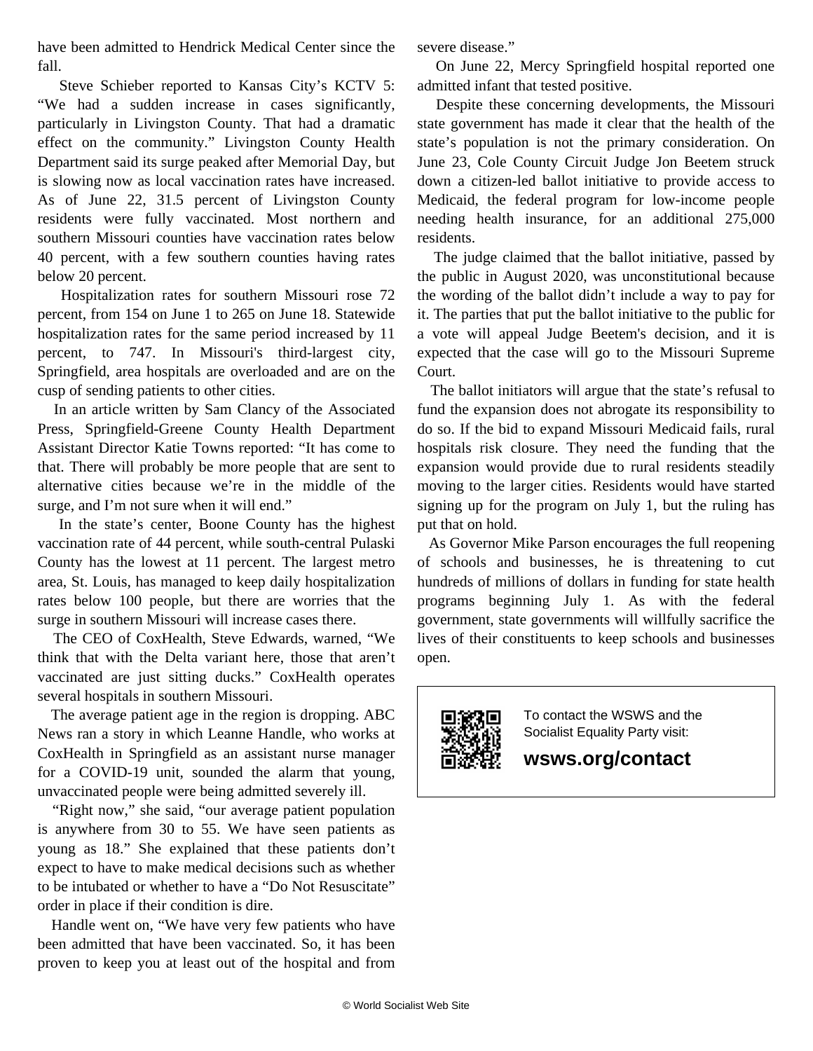have been admitted to Hendrick Medical Center since the fall.

Steve Schieber reported to Kansas City's KCTV 5: "We had a sudden increase in cases significantly, particularly in Livingston County. That had a dramatic effect on the community." Livingston County Health Department said its surge peaked after Memorial Day, but is slowing now as local vaccination rates have increased. As of June 22, 31.5 percent of Livingston County residents were fully vaccinated. Most northern and southern Missouri counties have vaccination rates below 40 percent, with a few southern counties having rates below 20 percent.

Hospitalization rates for southern Missouri rose 72 percent, from 154 on June 1 to 265 on June 18. Statewide hospitalization rates for the same period increased by 11 percent, to 747. In Missouri's third-largest city, Springfield, area hospitals are overloaded and are on the cusp of sending patients to other cities.

In an article written by Sam Clancy of the Associated Press, Springfield-Greene County Health Department Assistant Director Katie Towns reported: "It has come to that. There will probably be more people that are sent to alternative cities because we're in the middle of the surge, and I'm not sure when it will end."

In the state's center, Boone County has the highest vaccination rate of 44 percent, while south-central Pulaski County has the lowest at 11 percent. The largest metro area, St. Louis, has managed to keep daily hospitalization rates below 100 people, but there are worries that the surge in southern Missouri will increase cases there.

The CEO of CoxHealth, Steve Edwards, warned, "We think that with the Delta variant here, those that aren't vaccinated are just sitting ducks." CoxHealth operates several hospitals in southern Missouri.

The average patient age in the region is dropping. ABC News ran a story in which Leanne Handle, who works at CoxHealth in Springfield as an assistant nurse manager for a COVID-19 unit, sounded the alarm that young, unvaccinated people were being admitted severely ill.

"Right now," she said, "our average patient population is anywhere from 30 to 55. We have seen patients as young as 18." She explained that these patients don't expect to have to make medical decisions such as whether to be intubated or whether to have a "Do Not Resuscitate" order in place if their condition is dire.

Handle went on, "We have very few patients who have been admitted that have been vaccinated. So, it has been proven to keep you at least out of the hospital and from severe disease."

On June 22, Mercy Springfield hospital reported one admitted infant that tested positive.

Despite these concerning developments, the Missouri state government has made it clear that the health of the state's population is not the primary consideration. On June 23, Cole County Circuit Judge Jon Beetem struck down a citizen-led ballot initiative to provide access to Medicaid, the federal program for low-income people needing health insurance, for an additional 275,000 residents.

The judge claimed that the ballot initiative, passed by the public in August 2020, was unconstitutional because the wording of the ballot didn't include a way to pay for it. The parties that put the ballot initiative to the public for a vote will appeal Judge Beetem's decision, and it is expected that the case will go to the Missouri Supreme Court.

The ballot initiators will argue that the state's refusal to fund the expansion does not abrogate its responsibility to do so. If the bid to expand Missouri Medicaid fails, rural hospitals risk closure. They need the funding that the expansion would provide due to rural residents steadily moving to the larger cities. Residents would have started signing up for the program on July 1, but the ruling has put that on hold.

As Governor Mike Parson encourages the full reopening of schools and businesses, he is threatening to cut hundreds of millions of dollars in funding for state health programs beginning July 1. As with the federal government, state governments will willfully sacrifice the lives of their constituents to keep schools and businesses open.

To contact the WSWS and the Socialist Equality Party visit:

**wsws.org/contact**